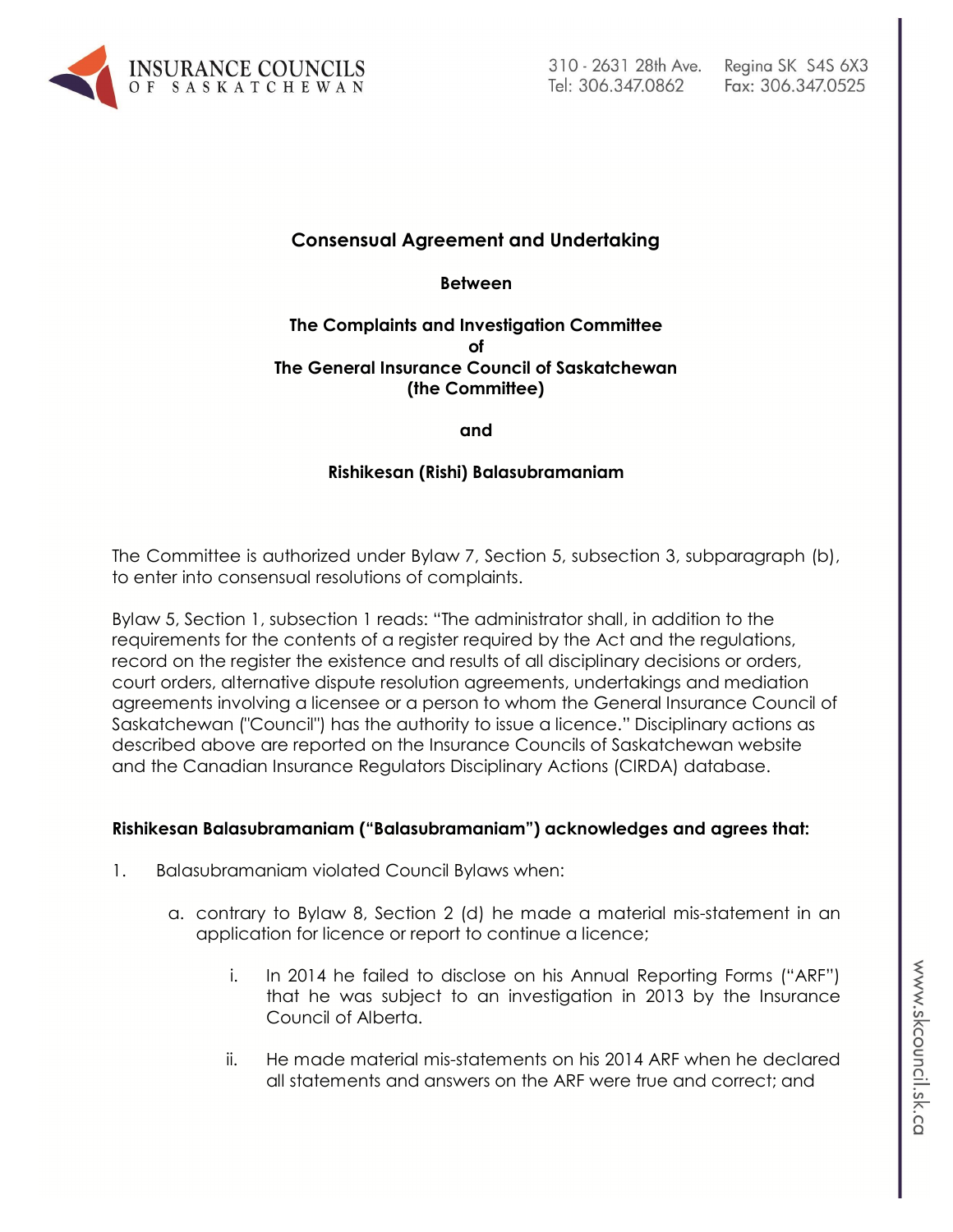**Consensual Agreement and Undertaking**

**Between**

**The Complaints and Investigation Committee**
**of**
**The General Insurance Council of Saskatchewan**
**(the Committee)**

**and**

**Rishikesan (Rishi) Balasubramaniam**

The Committee is authorized under Bylaw 7, Section 5, subsection 3, subparagraph (b), to enter into consensual resolutions of complaints.

Bylaw 5, Section 1, subsection 1 reads: "The administrator shall, in addition to the requirements for the contents of a register required by the Act and the regulations, record on the register the existence and results of all disciplinary decisions or orders, court orders, alternative dispute resolution agreements, undertakings and mediation agreements involving a licensee or a person to whom the General Insurance Council of Saskatchewan ("Council") has the authority to issue a licence." Disciplinary actions as described above are reported on the Insurance Councils of Saskatchewan website and the Canadian Insurance Regulators Disciplinary Actions (CIRDA) database.

**Rishikesan Balasubramaniam ("Balasubramaniam") acknowledges and agrees that:**

1. Balasubramaniam violated Council Bylaws when:

   a. contrary to Bylaw 8, Section 2 (d) he made a material mis-statement in an application for licence or report to continue a licence;

      i. In 2014 he failed to disclose on his Annual Reporting Forms ("ARF") that he was subject to an investigation in 2013 by the Insurance Council of Alberta.

      ii. He made material mis-statements on his 2014 ARF when he declared all statements and answers on the ARF were true and correct; and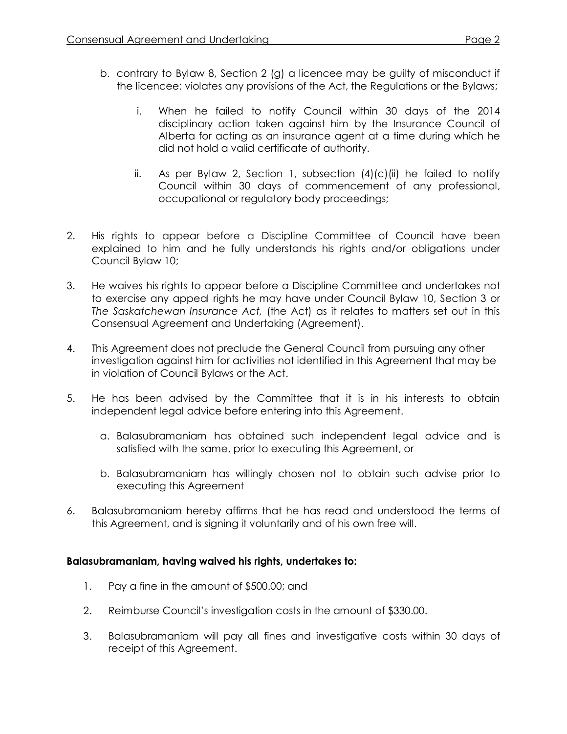b. contrary to Bylaw 8, Section 2 (g) a licencee may be guilty of misconduct if the licencee: violates any provisions of the Act, the Regulations or the Bylaws;

   i. When he failed to notify Council within 30 days of the 2014 disciplinary action taken against him by the Insurance Council of Alberta for acting as an insurance agent at a time during which he did not hold a valid certificate of authority.

   ii. As per Bylaw 2, Section 1, subsection (4)(c)(ii) he failed to notify Council within 30 days of commencement of any professional, occupational or regulatory body proceedings;

2. His rights to appear before a Discipline Committee of Council have been explained to him and he fully understands his rights and/or obligations under Council Bylaw 10;

3. He waives his rights to appear before a Discipline Committee and undertakes not to exercise any appeal rights he may have under Council Bylaw 10, Section 3 or *The Saskatchewan Insurance Act,* (the Act) as it relates to matters set out in this Consensual Agreement and Undertaking (Agreement).

4. This Agreement does not preclude the General Council from pursuing any other investigation against him for activities not identified in this Agreement that may be in violation of Council Bylaws or the Act.

5. He has been advised by the Committee that it is in his interests to obtain independent legal advice before entering into this Agreement.

   a. Balasubramaniam has obtained such independent legal advice and is satisfied with the same, prior to executing this Agreement, or

   b. Balasubramaniam has willingly chosen not to obtain such advise prior to executing this Agreement

6. Balasubramaniam hereby affirms that he has read and understood the terms of this Agreement, and is signing it voluntarily and of his own free will.

**Balasubramaniam, having waived his rights, undertakes to:**

1. Pay a fine in the amount of $500.00; and

2. Reimburse Council's investigation costs in the amount of $330.00.

3. Balasubramaniam will pay all fines and investigative costs within 30 days of receipt of this Agreement.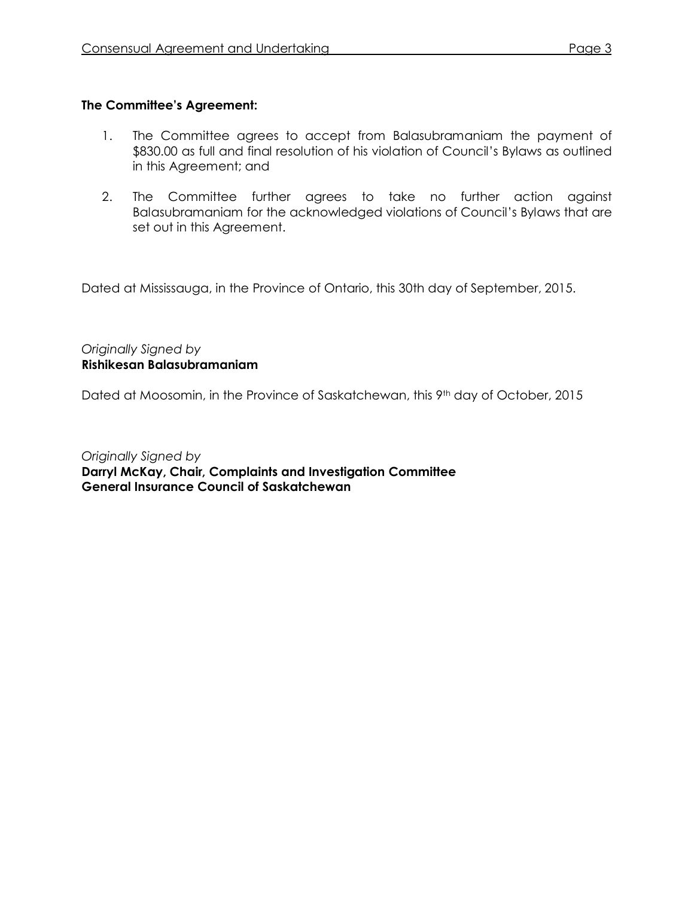**The Committee's Agreement:**

1. The Committee agrees to accept from Balasubramaniam the payment of $830.00 as full and final resolution of his violation of Council's Bylaws as outlined in this Agreement; and

2. The Committee further agrees to take no further action against Balasubramaniam for the acknowledged violations of Council's Bylaws that are set out in this Agreement.

Dated at Mississauga, in the Province of Ontario, this 30th day of September, 2015.

*Originally Signed by*
**Rishikesan Balasubramaniam**

Dated at Moosomin, in the Province of Saskatchewan, this 9th day of October, 2015

*Originally Signed by*
**Darryl McKay, Chair, Complaints and Investigation Committee**
**General Insurance Council of Saskatchewan**